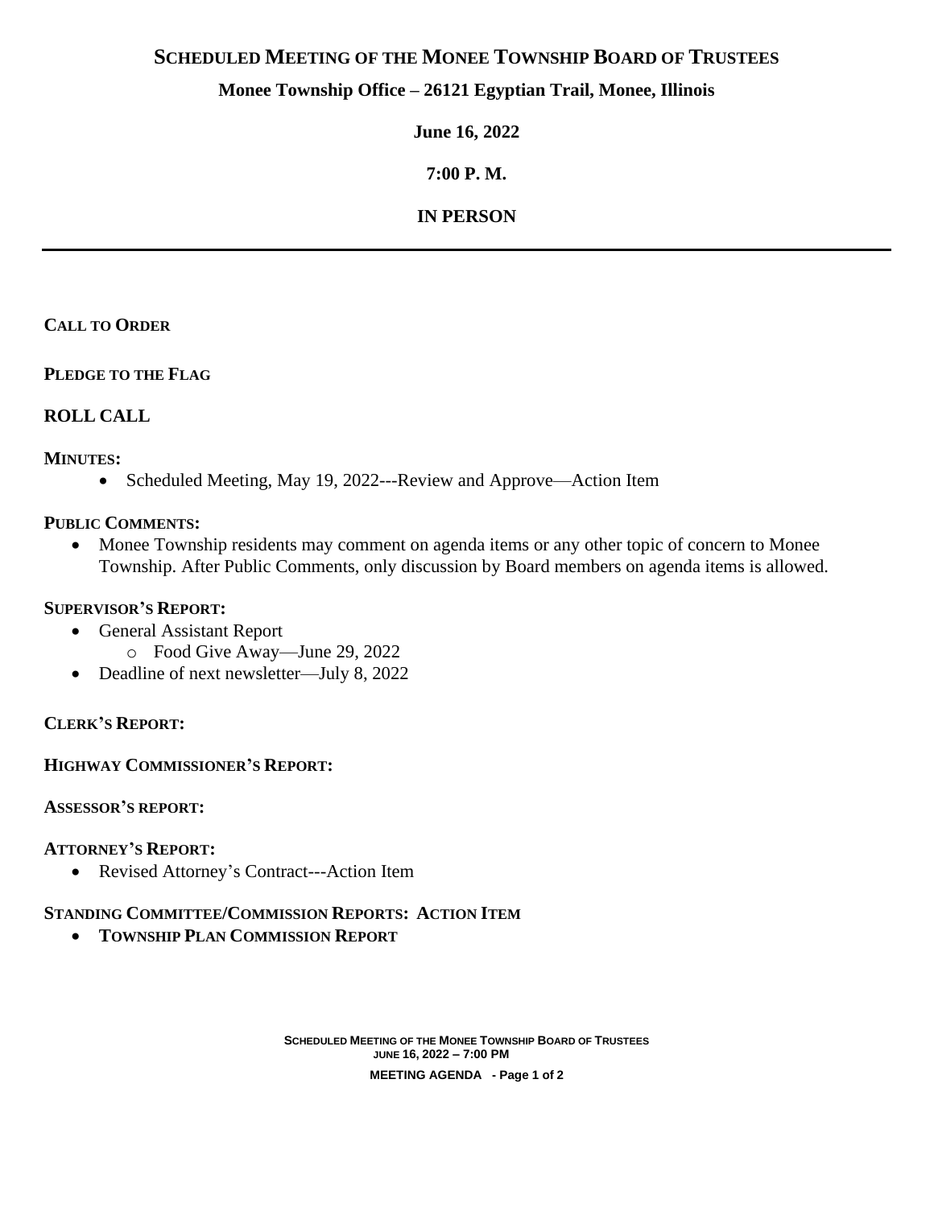# SCHEDULED MEETING OF THE MONEE TOWNSHIP BOARD OF TRUSTEES

**Monee Township Office – 26121 Egyptian Trail, Monee, Illinois**

**June 16, 2022**

**7:00 P. M.**

**IN PERSON**

---

**CALL TO ORDER**

**PLEDGE TO THE FLAG**

**ROLL CALL**

**MINUTES:**

- Scheduled Meeting, May 19, 2022---Review and Approve—Action Item

**PUBLIC COMMENTS:**

- Monee Township residents may comment on agenda items or any other topic of concern to Monee Township. After Public Comments, only discussion by Board members on agenda items is allowed.

**SUPERVISOR'S REPORT:**

- General Assistant Report
  - Food Give Away—June 29, 2022
- Deadline of next newsletter—July 8, 2022

**CLERK'S REPORT:**

**HIGHWAY COMMISSIONER'S REPORT:**

**ASSESSOR'S REPORT:**

**ATTORNEY'S REPORT:**

- Revised Attorney's Contract---Action Item

**STANDING COMMITTEE/COMMISSION REPORTS: ACTION ITEM**

- **TOWNSHIP PLAN COMMISSION REPORT**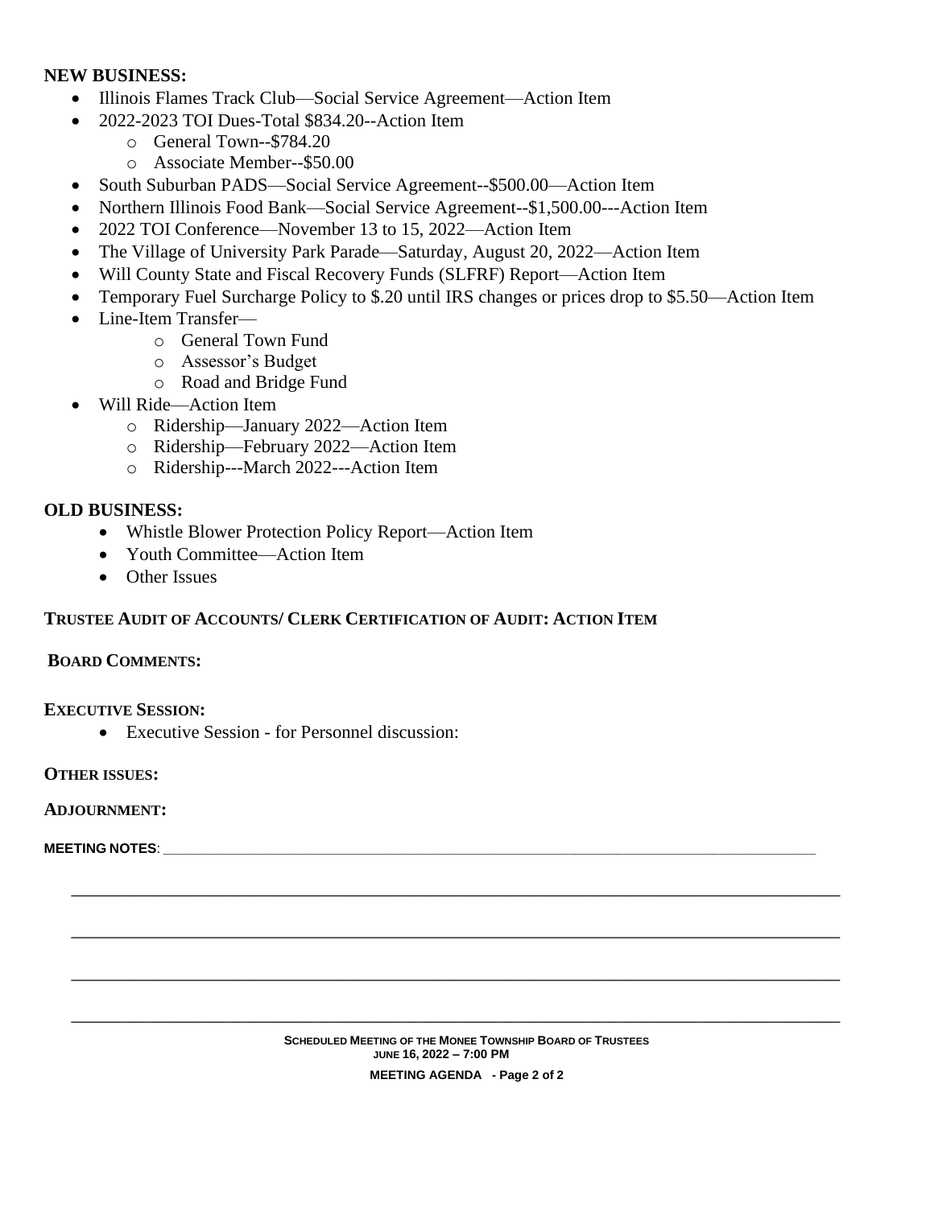## NEW BUSINESS:

- Illinois Flames Track Club—Social Service Agreement—Action Item
- 2022-2023 TOI Dues-Total $834.20--Action Item
  - General Town--$784.20
  - Associate Member--$50.00
- South Suburban PADS—Social Service Agreement--$500.00—Action Item
- Northern Illinois Food Bank—Social Service Agreement--$1,500.00---Action Item
- 2022 TOI Conference—November 13 to 15, 2022—Action Item
- The Village of University Park Parade—Saturday, August 20, 2022—Action Item
- Will County State and Fiscal Recovery Funds (SLFRF) Report—Action Item
- Temporary Fuel Surcharge Policy to $.20 until IRS changes or prices drop to $5.50—Action Item
- Line-Item Transfer—
  - General Town Fund
  - Assessor's Budget
  - Road and Bridge Fund
- Will Ride—Action Item
  - Ridership—January 2022—Action Item
  - Ridership—February 2022—Action Item
  - Ridership---March 2022---Action Item

## OLD BUSINESS:

- Whistle Blower Protection Policy Report—Action Item
- Youth Committee—Action Item
- Other Issues

**TRUSTEE AUDIT OF ACCOUNTS/ CLERK CERTIFICATION OF AUDIT: ACTION ITEM**

**BOARD COMMENTS:**

**EXECUTIVE SESSION:**

- Executive Session - for Personnel discussion:

**OTHER ISSUES:**

**ADJOURNMENT:**

**MEETING NOTES**: ____________________________________________________________________

____________________________________________________________________________________

____________________________________________________________________________________

____________________________________________________________________________________

____________________________________________________________________________________